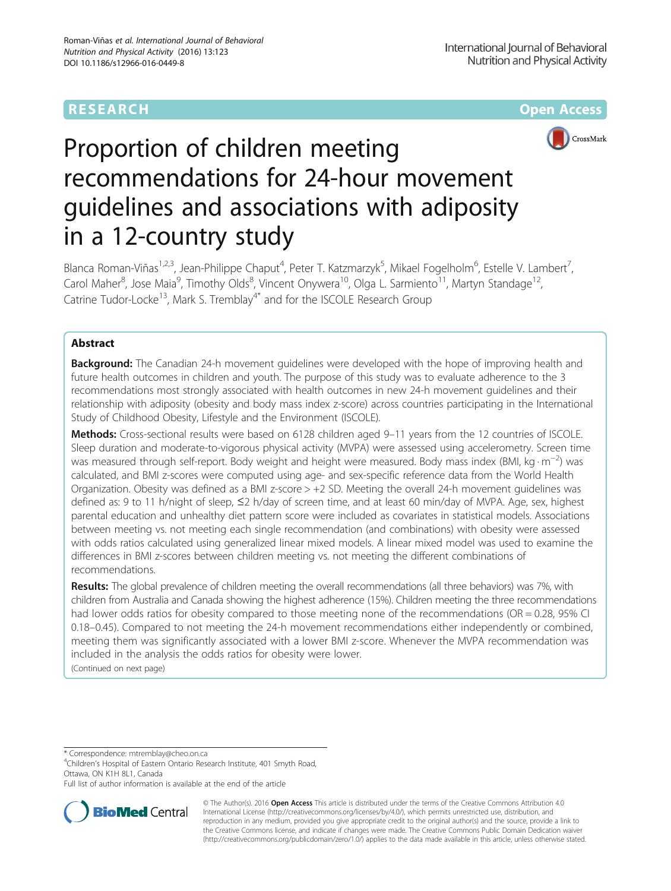RESEARCH Open Access

# Proportion of children meeting recommendations for 24-hour movement guidelines and associations with adiposity in a 12-country study

Blanca Roman-Viñas[1,2,3], Jean-Philippe Chaput[4], Peter T. Katzmarzyk[5], Mikael Fogelholm[6], Estelle V. Lambert[7], Carol Maher[8], Jose Maia[9], Timothy Olds[8], Vincent Onywera[10], Olga L. Sarmiento[11], Martyn Standage[12], Catrine Tudor-Locke[13], Mark S. Tremblay[4*] and for the ISCOLE Research Group

## Abstract

**Background:** The Canadian 24-h movement guidelines were developed with the hope of improving health and future health outcomes in children and youth. The purpose of this study was to evaluate adherence to the 3 recommendations most strongly associated with health outcomes in new 24-h movement guidelines and their relationship with adiposity (obesity and body mass index z-score) across countries participating in the International Study of Childhood Obesity, Lifestyle and the Environment (ISCOLE).

**Methods:** Cross-sectional results were based on 6128 children aged 9–11 years from the 12 countries of ISCOLE. Sleep duration and moderate-to-vigorous physical activity (MVPA) were assessed using accelerometry. Screen time was measured through self-report. Body weight and height were measured. Body mass index (BMI, $kg \cdot m^{-2}$) was calculated, and BMI z-scores were computed using age- and sex-specific reference data from the World Health Organization. Obesity was defined as a BMI z-score > +2 SD. Meeting the overall 24-h movement guidelines was defined as: 9 to 11 h/night of sleep, ≤2 h/day of screen time, and at least 60 min/day of MVPA. Age, sex, highest parental education and unhealthy diet pattern score were included as covariates in statistical models. Associations between meeting vs. not meeting each single recommendation (and combinations) with obesity were assessed with odds ratios calculated using generalized linear mixed models. A linear mixed model was used to examine the differences in BMI z-scores between children meeting vs. not meeting the different combinations of recommendations.

**Results:** The global prevalence of children meeting the overall recommendations (all three behaviors) was 7%, with children from Australia and Canada showing the highest adherence (15%). Children meeting the three recommendations had lower odds ratios for obesity compared to those meeting none of the recommendations (OR = 0.28, 95% CI 0.18–0.45). Compared to not meeting the 24-h movement recommendations either independently or combined, meeting them was significantly associated with a lower BMI z-score. Whenever the MVPA recommendation was included in the analysis the odds ratios for obesity were lower.

(Continued on next page)

\* Correspondence: mtremblay@cheo.on.ca
[4]Children's Hospital of Eastern Ontario Research Institute, 401 Smyth Road, Ottawa, ON K1H 8L1, Canada
Full list of author information is available at the end of the article

© The Author(s). 2016 **Open Access** This article is distributed under the terms of the Creative Commons Attribution 4.0 International License (http://creativecommons.org/licenses/by/4.0/), which permits unrestricted use, distribution, and reproduction in any medium, provided you give appropriate credit to the original author(s) and the source, provide a link to the Creative Commons license, and indicate if changes were made. The Creative Commons Public Domain Dedication waiver (http://creativecommons.org/publicdomain/zero/1.0/) applies to the data made available in this article, unless otherwise stated.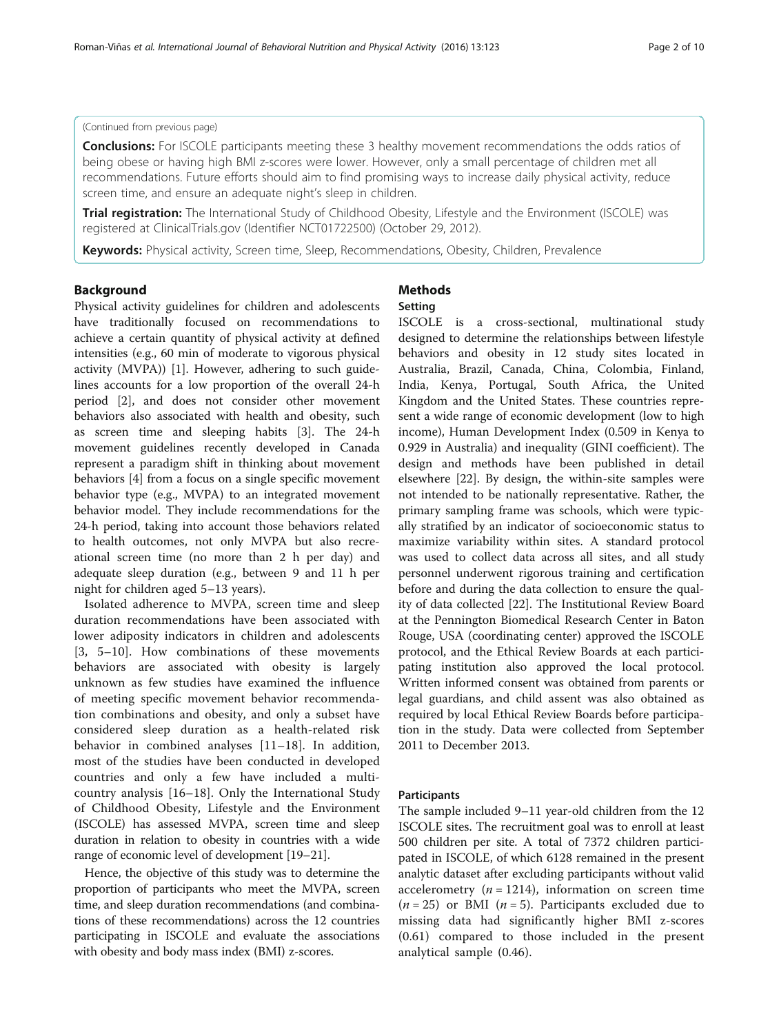(Continued from previous page)

**Conclusions:** For ISCOLE participants meeting these 3 healthy movement recommendations the odds ratios of being obese or having high BMI z-scores were lower. However, only a small percentage of children met all recommendations. Future efforts should aim to find promising ways to increase daily physical activity, reduce screen time, and ensure an adequate night's sleep in children.

**Trial registration:** The International Study of Childhood Obesity, Lifestyle and the Environment (ISCOLE) was registered at ClinicalTrials.gov (Identifier NCT01722500) (October 29, 2012).

**Keywords:** Physical activity, Screen time, Sleep, Recommendations, Obesity, Children, Prevalence

## Background

Physical activity guidelines for children and adolescents have traditionally focused on recommendations to achieve a certain quantity of physical activity at defined intensities (e.g., 60 min of moderate to vigorous physical activity (MVPA)) [1]. However, adhering to such guidelines accounts for a low proportion of the overall 24-h period [2], and does not consider other movement behaviors also associated with health and obesity, such as screen time and sleeping habits [3]. The 24-h movement guidelines recently developed in Canada represent a paradigm shift in thinking about movement behaviors [4] from a focus on a single specific movement behavior type (e.g., MVPA) to an integrated movement behavior model. They include recommendations for the 24-h period, taking into account those behaviors related to health outcomes, not only MVPA but also recreational screen time (no more than 2 h per day) and adequate sleep duration (e.g., between 9 and 11 h per night for children aged 5–13 years).

Isolated adherence to MVPA, screen time and sleep duration recommendations have been associated with lower adiposity indicators in children and adolescents [3, 5–10]. How combinations of these movements behaviors are associated with obesity is largely unknown as few studies have examined the influence of meeting specific movement behavior recommendation combinations and obesity, and only a subset have considered sleep duration as a health-related risk behavior in combined analyses [11–18]. In addition, most of the studies have been conducted in developed countries and only a few have included a multi-country analysis [16–18]. Only the International Study of Childhood Obesity, Lifestyle and the Environment (ISCOLE) has assessed MVPA, screen time and sleep duration in relation to obesity in countries with a wide range of economic level of development [19–21].

Hence, the objective of this study was to determine the proportion of participants who meet the MVPA, screen time, and sleep duration recommendations (and combinations of these recommendations) across the 12 countries participating in ISCOLE and evaluate the associations with obesity and body mass index (BMI) z-scores.

## Methods

### Setting

ISCOLE is a cross-sectional, multinational study designed to determine the relationships between lifestyle behaviors and obesity in 12 study sites located in Australia, Brazil, Canada, China, Colombia, Finland, India, Kenya, Portugal, South Africa, the United Kingdom and the United States. These countries represent a wide range of economic development (low to high income), Human Development Index (0.509 in Kenya to 0.929 in Australia) and inequality (GINI coefficient). The design and methods have been published in detail elsewhere [22]. By design, the within-site samples were not intended to be nationally representative. Rather, the primary sampling frame was schools, which were typically stratified by an indicator of socioeconomic status to maximize variability within sites. A standard protocol was used to collect data across all sites, and all study personnel underwent rigorous training and certification before and during the data collection to ensure the quality of data collected [22]. The Institutional Review Board at the Pennington Biomedical Research Center in Baton Rouge, USA (coordinating center) approved the ISCOLE protocol, and the Ethical Review Boards at each participating institution also approved the local protocol. Written informed consent was obtained from parents or legal guardians, and child assent was also obtained as required by local Ethical Review Boards before participation in the study. Data were collected from September 2011 to December 2013.

### Participants

The sample included 9–11 year-old children from the 12 ISCOLE sites. The recruitment goal was to enroll at least 500 children per site. A total of 7372 children participated in ISCOLE, of which 6128 remained in the present analytic dataset after excluding participants without valid accelerometry ($n = 1214$), information on screen time ($n = 25$) or BMI ($n = 5$). Participants excluded due to missing data had significantly higher BMI z-scores (0.61) compared to those included in the present analytical sample (0.46).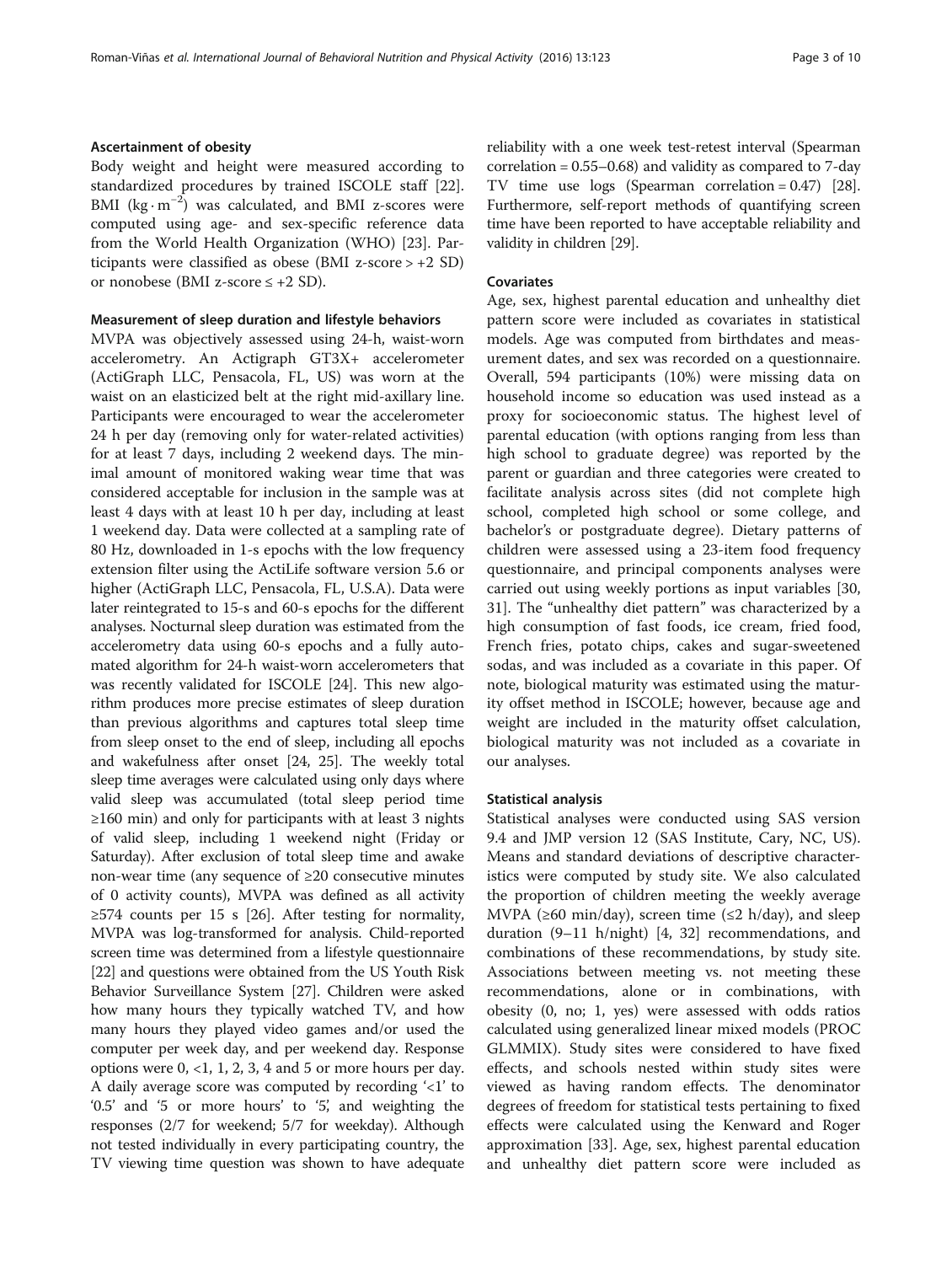### Ascertainment of obesity

Body weight and height were measured according to standardized procedures by trained ISCOLE staff [22]. BMI ($kg \cdot m^{-2}$) was calculated, and BMI z-scores were computed using age- and sex-specific reference data from the World Health Organization (WHO) [23]. Participants were classified as obese (BMI z-score > +2 SD) or nonobese (BMI z-score ≤ +2 SD).

### Measurement of sleep duration and lifestyle behaviors

MVPA was objectively assessed using 24-h, waist-worn accelerometry. An Actigraph GT3X+ accelerometer (ActiGraph LLC, Pensacola, FL, US) was worn at the waist on an elasticized belt at the right mid-axillary line. Participants were encouraged to wear the accelerometer 24 h per day (removing only for water-related activities) for at least 7 days, including 2 weekend days. The minimal amount of monitored waking wear time that was considered acceptable for inclusion in the sample was at least 4 days with at least 10 h per day, including at least 1 weekend day. Data were collected at a sampling rate of 80 Hz, downloaded in 1-s epochs with the low frequency extension filter using the ActiLife software version 5.6 or higher (ActiGraph LLC, Pensacola, FL, U.S.A). Data were later reintegrated to 15-s and 60-s epochs for the different analyses. Nocturnal sleep duration was estimated from the accelerometry data using 60-s epochs and a fully automated algorithm for 24-h waist-worn accelerometers that was recently validated for ISCOLE [24]. This new algorithm produces more precise estimates of sleep duration than previous algorithms and captures total sleep time from sleep onset to the end of sleep, including all epochs and wakefulness after onset [24, 25]. The weekly total sleep time averages were calculated using only days where valid sleep was accumulated (total sleep period time ≥160 min) and only for participants with at least 3 nights of valid sleep, including 1 weekend night (Friday or Saturday). After exclusion of total sleep time and awake non-wear time (any sequence of ≥20 consecutive minutes of 0 activity counts), MVPA was defined as all activity ≥574 counts per 15 s [26]. After testing for normality, MVPA was log-transformed for analysis. Child-reported screen time was determined from a lifestyle questionnaire [22] and questions were obtained from the US Youth Risk Behavior Surveillance System [27]. Children were asked how many hours they typically watched TV, and how many hours they played video games and/or used the computer per week day, and per weekend day. Response options were 0, <1, 1, 2, 3, 4 and 5 or more hours per day. A daily average score was computed by recording '<1' to '0.5' and '5 or more hours' to '5', and weighting the responses (2/7 for weekend; 5/7 for weekday). Although not tested individually in every participating country, the TV viewing time question was shown to have adequate reliability with a one week test-retest interval (Spearman correlation = 0.55–0.68) and validity as compared to 7-day TV time use logs (Spearman correlation = 0.47) [28]. Furthermore, self-report methods of quantifying screen time have been reported to have acceptable reliability and validity in children [29].

### Covariates

Age, sex, highest parental education and unhealthy diet pattern score were included as covariates in statistical models. Age was computed from birthdates and measurement dates, and sex was recorded on a questionnaire. Overall, 594 participants (10%) were missing data on household income so education was used instead as a proxy for socioeconomic status. The highest level of parental education (with options ranging from less than high school to graduate degree) was reported by the parent or guardian and three categories were created to facilitate analysis across sites (did not complete high school, completed high school or some college, and bachelor's or postgraduate degree). Dietary patterns of children were assessed using a 23-item food frequency questionnaire, and principal components analyses were carried out using weekly portions as input variables [30, 31]. The "unhealthy diet pattern" was characterized by a high consumption of fast foods, ice cream, fried food, French fries, potato chips, cakes and sugar-sweetened sodas, and was included as a covariate in this paper. Of note, biological maturity was estimated using the maturity offset method in ISCOLE; however, because age and weight are included in the maturity offset calculation, biological maturity was not included as a covariate in our analyses.

### Statistical analysis

Statistical analyses were conducted using SAS version 9.4 and JMP version 12 (SAS Institute, Cary, NC, US). Means and standard deviations of descriptive characteristics were computed by study site. We also calculated the proportion of children meeting the weekly average MVPA (≥60 min/day), screen time (≤2 h/day), and sleep duration (9–11 h/night) [4, 32] recommendations, and combinations of these recommendations, by study site. Associations between meeting vs. not meeting these recommendations, alone or in combinations, with obesity (0, no; 1, yes) were assessed with odds ratios calculated using generalized linear mixed models (PROC GLMMIX). Study sites were considered to have fixed effects, and schools nested within study sites were viewed as having random effects. The denominator degrees of freedom for statistical tests pertaining to fixed effects were calculated using the Kenward and Roger approximation [33]. Age, sex, highest parental education and unhealthy diet pattern score were included as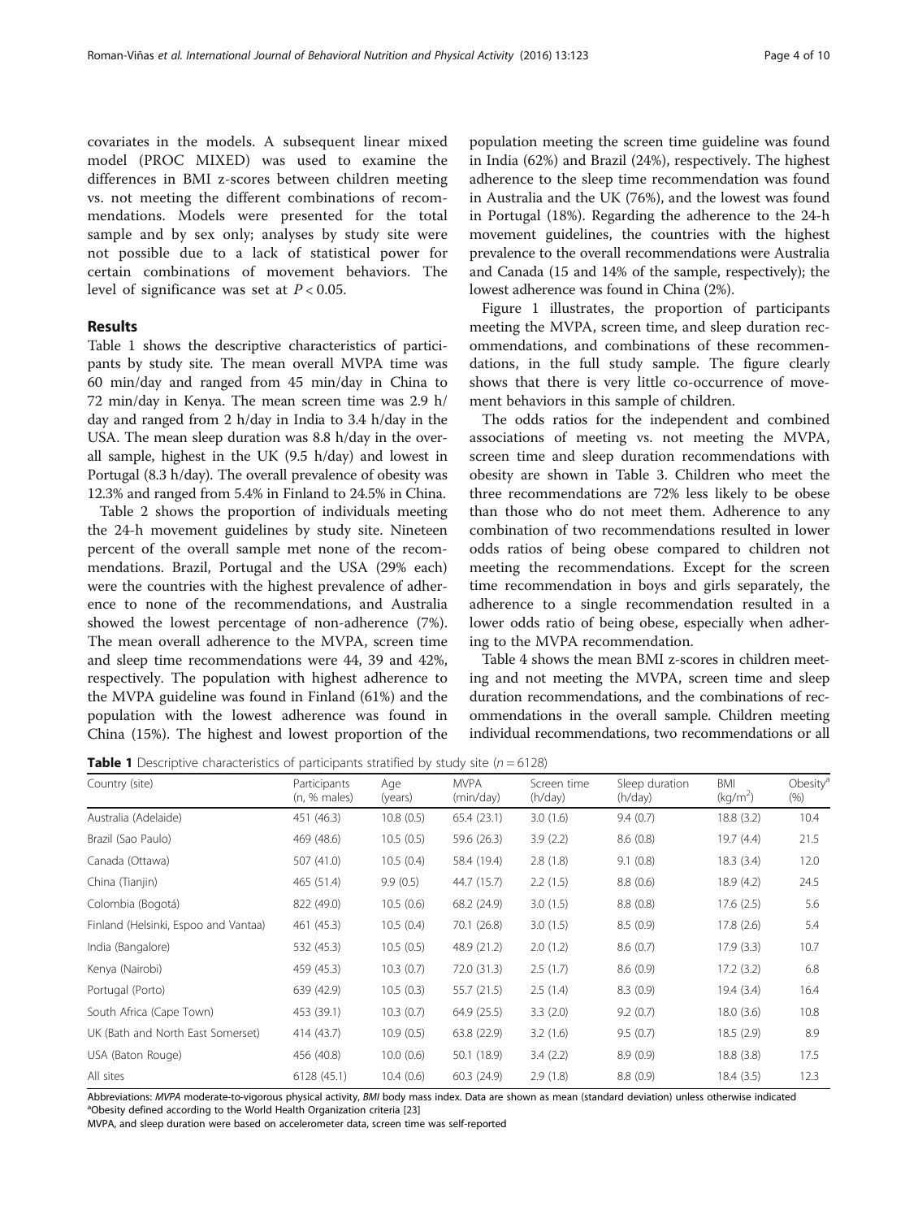covariates in the models. A subsequent linear mixed model (PROC MIXED) was used to examine the differences in BMI z-scores between children meeting vs. not meeting the different combinations of recommendations. Models were presented for the total sample and by sex only; analyses by study site were not possible due to a lack of statistical power for certain combinations of movement behaviors. The level of significance was set at $P < 0.05$.

## Results

Table 1 shows the descriptive characteristics of participants by study site. The mean overall MVPA time was 60 min/day and ranged from 45 min/day in China to 72 min/day in Kenya. The mean screen time was 2.9 h/day and ranged from 2 h/day in India to 3.4 h/day in the USA. The mean sleep duration was 8.8 h/day in the overall sample, highest in the UK (9.5 h/day) and lowest in Portugal (8.3 h/day). The overall prevalence of obesity was 12.3% and ranged from 5.4% in Finland to 24.5% in China.

Table 2 shows the proportion of individuals meeting the 24-h movement guidelines by study site. Nineteen percent of the overall sample met none of the recommendations. Brazil, Portugal and the USA (29% each) were the countries with the highest prevalence of adherence to none of the recommendations, and Australia showed the lowest percentage of non-adherence (7%). The mean overall adherence to the MVPA, screen time and sleep time recommendations were 44, 39 and 42%, respectively. The population with highest adherence to the MVPA guideline was found in Finland (61%) and the population with the lowest adherence was found in China (15%). The highest and lowest proportion of the population meeting the screen time guideline was found in India (62%) and Brazil (24%), respectively. The highest adherence to the sleep time recommendation was found in Australia and the UK (76%), and the lowest was found in Portugal (18%). Regarding the adherence to the 24-h movement guidelines, the countries with the highest prevalence to the overall recommendations were Australia and Canada (15 and 14% of the sample, respectively); the lowest adherence was found in China (2%).

Figure 1 illustrates, the proportion of participants meeting the MVPA, screen time, and sleep duration recommendations, and combinations of these recommendations, in the full study sample. The figure clearly shows that there is very little co-occurrence of movement behaviors in this sample of children.

The odds ratios for the independent and combined associations of meeting vs. not meeting the MVPA, screen time and sleep duration recommendations with obesity are shown in Table 3. Children who meet the three recommendations are 72% less likely to be obese than those who do not meet them. Adherence to any combination of two recommendations resulted in lower odds ratios of being obese compared to children not meeting the recommendations. Except for the screen time recommendation in boys and girls separately, the adherence to a single recommendation resulted in a lower odds ratio of being obese, especially when adhering to the MVPA recommendation.

Table 4 shows the mean BMI z-scores in children meeting and not meeting the MVPA, screen time and sleep duration recommendations, and the combinations of recommendations in the overall sample. Children meeting individual recommendations, two recommendations or all

**Table 1** Descriptive characteristics of participants stratified by study site ($n = 6128$)

| Country (site) | Participants (n, % males) | Age (years) | MVPA (min/day) | Screen time (h/day) | Sleep duration (h/day) | BMI (kg/m$^2$) | Obesity[a] (%) |
|---|---|---|---|---|---|---|---|
| Australia (Adelaide) | 451 (46.3) | 10.8 (0.5) | 65.4 (23.1) | 3.0 (1.6) | 9.4 (0.7) | 18.8 (3.2) | 10.4 |
| Brazil (Sao Paulo) | 469 (48.6) | 10.5 (0.5) | 59.6 (26.3) | 3.9 (2.2) | 8.6 (0.8) | 19.7 (4.4) | 21.5 |
| Canada (Ottawa) | 507 (41.0) | 10.5 (0.4) | 58.4 (19.4) | 2.8 (1.8) | 9.1 (0.8) | 18.3 (3.4) | 12.0 |
| China (Tianjin) | 465 (51.4) | 9.9 (0.5) | 44.7 (15.7) | 2.2 (1.5) | 8.8 (0.6) | 18.9 (4.2) | 24.5 |
| Colombia (Bogotá) | 822 (49.0) | 10.5 (0.6) | 68.2 (24.9) | 3.0 (1.5) | 8.8 (0.8) | 17.6 (2.5) | 5.6 |
| Finland (Helsinki, Espoo and Vantaa) | 461 (45.3) | 10.5 (0.4) | 70.1 (26.8) | 3.0 (1.5) | 8.5 (0.9) | 17.8 (2.6) | 5.4 |
| India (Bangalore) | 532 (45.3) | 10.5 (0.5) | 48.9 (21.2) | 2.0 (1.2) | 8.6 (0.7) | 17.9 (3.3) | 10.7 |
| Kenya (Nairobi) | 459 (45.3) | 10.3 (0.7) | 72.0 (31.3) | 2.5 (1.7) | 8.6 (0.9) | 17.2 (3.2) | 6.8 |
| Portugal (Porto) | 639 (42.9) | 10.5 (0.3) | 55.7 (21.5) | 2.5 (1.4) | 8.3 (0.9) | 19.4 (3.4) | 16.4 |
| South Africa (Cape Town) | 453 (39.1) | 10.3 (0.7) | 64.9 (25.5) | 3.3 (2.0) | 9.2 (0.7) | 18.0 (3.6) | 10.8 |
| UK (Bath and North East Somerset) | 414 (43.7) | 10.9 (0.5) | 63.8 (22.9) | 3.2 (1.6) | 9.5 (0.7) | 18.5 (2.9) | 8.9 |
| USA (Baton Rouge) | 456 (40.8) | 10.0 (0.6) | 50.1 (18.9) | 3.4 (2.2) | 8.9 (0.9) | 18.8 (3.8) | 17.5 |
| All sites | 6128 (45.1) | 10.4 (0.6) | 60.3 (24.9) | 2.9 (1.8) | 8.8 (0.9) | 18.4 (3.5) | 12.3 |

Abbreviations: *MVPA* moderate-to-vigorous physical activity, *BMI* body mass index. Data are shown as mean (standard deviation) unless otherwise indicated
[a]Obesity defined according to the World Health Organization criteria [23]
MVPA, and sleep duration were based on accelerometer data, screen time was self-reported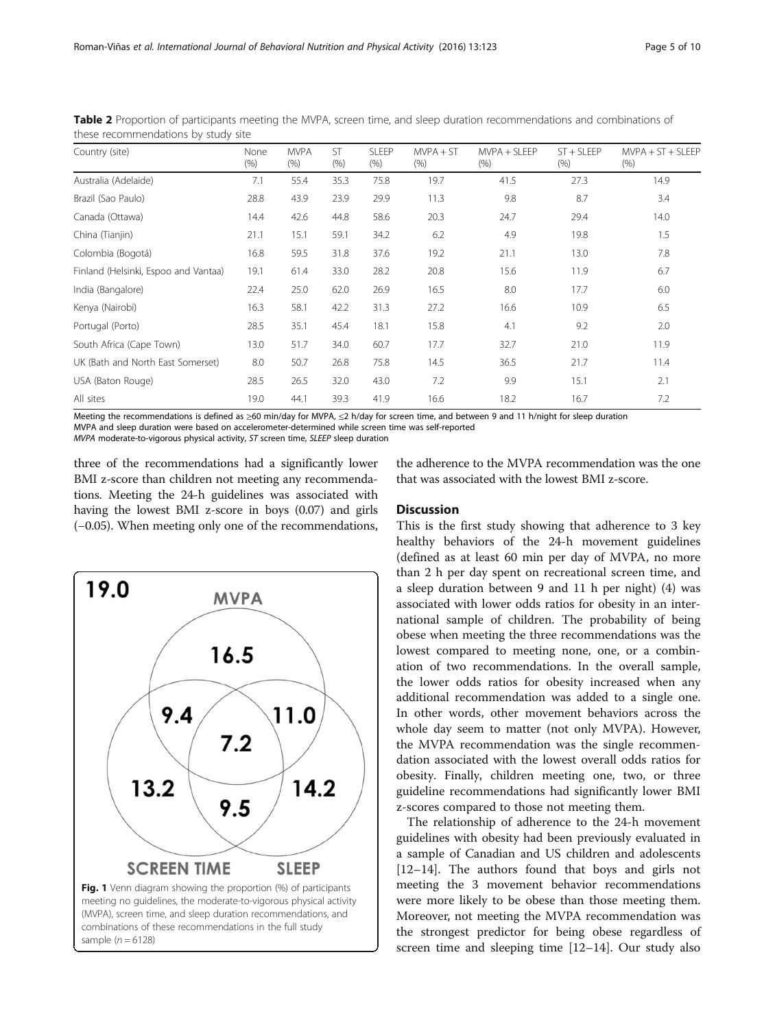**Table 2** Proportion of participants meeting the MVPA, screen time, and sleep duration recommendations and combinations of these recommendations by study site

| Country (site) | None (%) | MVPA (%) | ST (%) | SLEEP (%) | MVPA + ST (%) | MVPA + SLEEP (%) | ST + SLEEP (%) | MVPA + ST + SLEEP (%) |
|---|---|---|---|---|---|---|---|---|
| Australia (Adelaide) | 7.1 | 55.4 | 35.3 | 75.8 | 19.7 | 41.5 | 27.3 | 14.9 |
| Brazil (Sao Paulo) | 28.8 | 43.9 | 23.9 | 29.9 | 11.3 | 9.8 | 8.7 | 3.4 |
| Canada (Ottawa) | 14.4 | 42.6 | 44.8 | 58.6 | 20.3 | 24.7 | 29.4 | 14.0 |
| China (Tianjin) | 21.1 | 15.1 | 59.1 | 34.2 | 6.2 | 4.9 | 19.8 | 1.5 |
| Colombia (Bogotá) | 16.8 | 59.5 | 31.8 | 37.6 | 19.2 | 21.1 | 13.0 | 7.8 |
| Finland (Helsinki, Espoo and Vantaa) | 19.1 | 61.4 | 33.0 | 28.2 | 20.8 | 15.6 | 11.9 | 6.7 |
| India (Bangalore) | 22.4 | 25.0 | 62.0 | 26.9 | 16.5 | 8.0 | 17.7 | 6.0 |
| Kenya (Nairobi) | 16.3 | 58.1 | 42.2 | 31.3 | 27.2 | 16.6 | 10.9 | 6.5 |
| Portugal (Porto) | 28.5 | 35.1 | 45.4 | 18.1 | 15.8 | 4.1 | 9.2 | 2.0 |
| South Africa (Cape Town) | 13.0 | 51.7 | 34.0 | 60.7 | 17.7 | 32.7 | 21.0 | 11.9 |
| UK (Bath and North East Somerset) | 8.0 | 50.7 | 26.8 | 75.8 | 14.5 | 36.5 | 21.7 | 11.4 |
| USA (Baton Rouge) | 28.5 | 26.5 | 32.0 | 43.0 | 7.2 | 9.9 | 15.1 | 2.1 |
| All sites | 19.0 | 44.1 | 39.3 | 41.9 | 16.6 | 18.2 | 16.7 | 7.2 |

Meeting the recommendations is defined as ≥60 min/day for MVPA, ≤2 h/day for screen time, and between 9 and 11 h/night for sleep duration
MVPA and sleep duration were based on accelerometer-determined while screen time was self-reported
*MVPA* moderate-to-vigorous physical activity, *ST* screen time, *SLEEP* sleep duration

three of the recommendations had a significantly lower BMI z-score than children not meeting any recommendations. Meeting the 24-h guidelines was associated with having the lowest BMI z-score in boys (0.07) and girls (−0.05). When meeting only one of the recommendations, the adherence to the MVPA recommendation was the one that was associated with the lowest BMI z-score.

| | | |
|---|---|---|
| 19.0 (None) | | |
| MVPA only: 16.5 | MVPA + ST: 9.4 | MVPA + SLEEP: 11.0 |
| MVPA + ST + SLEEP: 7.2 | | |
| SCREEN TIME only: 13.2 | ST + SLEEP: 9.5 | SLEEP only: 14.2 |

**Fig. 1** Venn diagram showing the proportion (%) of participants meeting no guidelines, the moderate-to-vigorous physical activity (MVPA), screen time, and sleep duration recommendations, and combinations of these recommendations in the full study sample ($n = 6128$)

## Discussion

This is the first study showing that adherence to 3 key healthy behaviors of the 24-h movement guidelines (defined as at least 60 min per day of MVPA, no more than 2 h per day spent on recreational screen time, and a sleep duration between 9 and 11 h per night) (4) was associated with lower odds ratios for obesity in an international sample of children. The probability of being obese when meeting the three recommendations was the lowest compared to meeting none, one, or a combination of two recommendations. In the overall sample, the lower odds ratios for obesity increased when any additional recommendation was added to a single one. In other words, other movement behaviors across the whole day seem to matter (not only MVPA). However, the MVPA recommendation was the single recommendation associated with the lowest overall odds ratios for obesity. Finally, children meeting one, two, or three guideline recommendations had significantly lower BMI z-scores compared to those not meeting them.

The relationship of adherence to the 24-h movement guidelines with obesity had been previously evaluated in a sample of Canadian and US children and adolescents [12–14]. The authors found that boys and girls not meeting the 3 movement behavior recommendations were more likely to be obese than those meeting them. Moreover, not meeting the MVPA recommendation was the strongest predictor for being obese regardless of screen time and sleeping time [12–14]. Our study also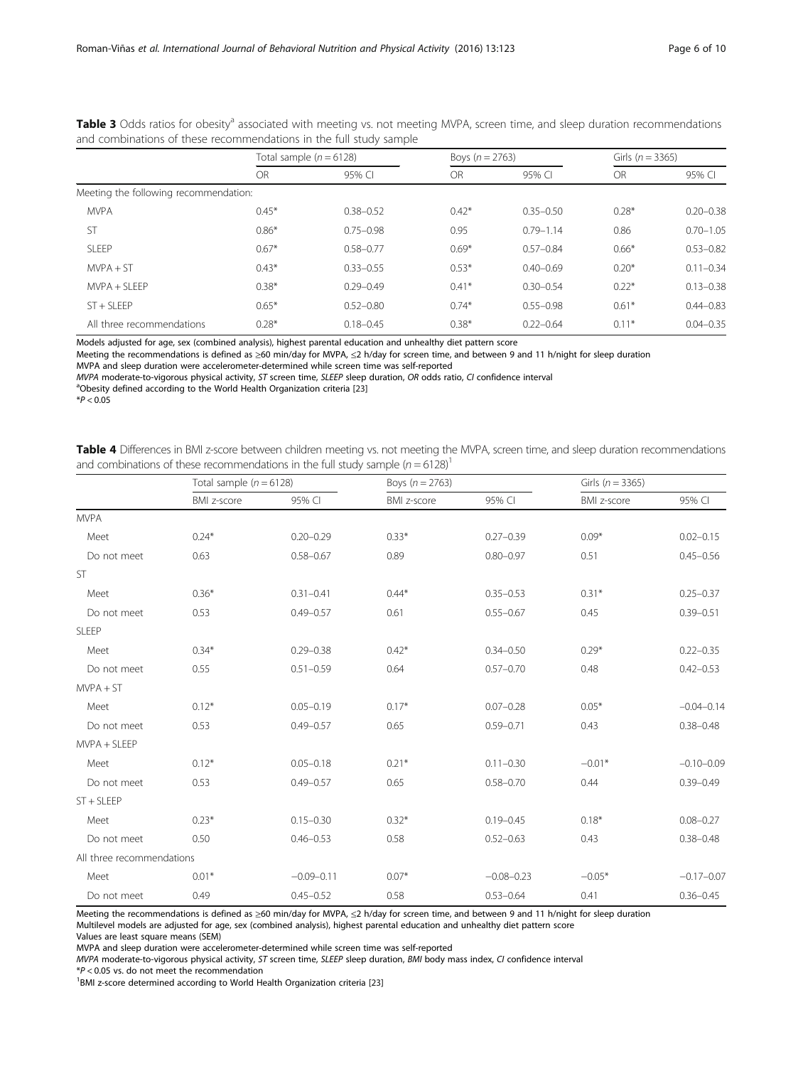**Table 3** Odds ratios for obesity[a] associated with meeting vs. not meeting MVPA, screen time, and sleep duration recommendations and combinations of these recommendations in the full study sample

| | Total sample ($n = 6128$) | | Boys ($n = 2763$) | | Girls ($n = 3365$) | |
|---|---|---|---|---|---|---|
| | OR | 95% CI | OR | 95% CI | OR | 95% CI |
| Meeting the following recommendation: | | | | | | |
| MVPA | 0.45* | 0.38–0.52 | 0.42* | 0.35–0.50 | 0.28* | 0.20–0.38 |
| ST | 0.86* | 0.75–0.98 | 0.95 | 0.79–1.14 | 0.86 | 0.70–1.05 |
| SLEEP | 0.67* | 0.58–0.77 | 0.69* | 0.57–0.84 | 0.66* | 0.53–0.82 |
| MVPA + ST | 0.43* | 0.33–0.55 | 0.53* | 0.40–0.69 | 0.20* | 0.11–0.34 |
| MVPA + SLEEP | 0.38* | 0.29–0.49 | 0.41* | 0.30–0.54 | 0.22* | 0.13–0.38 |
| ST + SLEEP | 0.65* | 0.52–0.80 | 0.74* | 0.55–0.98 | 0.61* | 0.44–0.83 |
| All three recommendations | 0.28* | 0.18–0.45 | 0.38* | 0.22–0.64 | 0.11* | 0.04–0.35 |

Models adjusted for age, sex (combined analysis), highest parental education and unhealthy diet pattern score

Meeting the recommendations is defined as ≥60 min/day for MVPA, ≤2 h/day for screen time, and between 9 and 11 h/night for sleep duration

MVPA and sleep duration were accelerometer-determined while screen time was self-reported

*MVPA* moderate-to-vigorous physical activity, *ST* screen time, *SLEEP* sleep duration, *OR* odds ratio, *CI* confidence interval

[a]Obesity defined according to the World Health Organization criteria [23]

*$P < 0.05$

**Table 4** Differences in BMI z-score between children meeting vs. not meeting the MVPA, screen time, and sleep duration recommendations and combinations of these recommendations in the full study sample ($n = 6128$)[1]

| | Total sample ($n = 6128$) | | Boys ($n = 2763$) | | Girls ($n = 3365$) | |
|---|---|---|---|---|---|---|
| | BMI z-score | 95% CI | BMI z-score | 95% CI | BMI z-score | 95% CI |
| MVPA | | | | | | |
| Meet | 0.24* | 0.20–0.29 | 0.33* | 0.27–0.39 | 0.09* | 0.02–0.15 |
| Do not meet | 0.63 | 0.58–0.67 | 0.89 | 0.80–0.97 | 0.51 | 0.45–0.56 |
| ST | | | | | | |
| Meet | 0.36* | 0.31–0.41 | 0.44* | 0.35–0.53 | 0.31* | 0.25–0.37 |
| Do not meet | 0.53 | 0.49–0.57 | 0.61 | 0.55–0.67 | 0.45 | 0.39–0.51 |
| SLEEP | | | | | | |
| Meet | 0.34* | 0.29–0.38 | 0.42* | 0.34–0.50 | 0.29* | 0.22–0.35 |
| Do not meet | 0.55 | 0.51–0.59 | 0.64 | 0.57–0.70 | 0.48 | 0.42–0.53 |
| MVPA + ST | | | | | | |
| Meet | 0.12* | 0.05–0.19 | 0.17* | 0.07–0.28 | 0.05* | −0.04–0.14 |
| Do not meet | 0.53 | 0.49–0.57 | 0.65 | 0.59–0.71 | 0.43 | 0.38–0.48 |
| MVPA + SLEEP | | | | | | |
| Meet | 0.12* | 0.05–0.18 | 0.21* | 0.11–0.30 | −0.01* | −0.10–0.09 |
| Do not meet | 0.53 | 0.49–0.57 | 0.65 | 0.58–0.70 | 0.44 | 0.39–0.49 |
| ST + SLEEP | | | | | | |
| Meet | 0.23* | 0.15–0.30 | 0.32* | 0.19–0.45 | 0.18* | 0.08–0.27 |
| Do not meet | 0.50 | 0.46–0.53 | 0.58 | 0.52–0.63 | 0.43 | 0.38–0.48 |
| All three recommendations | | | | | | |
| Meet | 0.01* | −0.09–0.11 | 0.07* | −0.08–0.23 | −0.05* | −0.17–0.07 |
| Do not meet | 0.49 | 0.45–0.52 | 0.58 | 0.53–0.64 | 0.41 | 0.36–0.45 |

Meeting the recommendations is defined as ≥60 min/day for MVPA, ≤2 h/day for screen time, and between 9 and 11 h/night for sleep duration

Multilevel models are adjusted for age, sex (combined analysis), highest parental education and unhealthy diet pattern score

Values are least square means (SEM)

MVPA and sleep duration were accelerometer-determined while screen time was self-reported

*MVPA* moderate-to-vigorous physical activity, *ST* screen time, *SLEEP* sleep duration, *BMI* body mass index, *CI* confidence interval

*$P < 0.05$ vs. do not meet the recommendation

[1]BMI z-score determined according to World Health Organization criteria [23]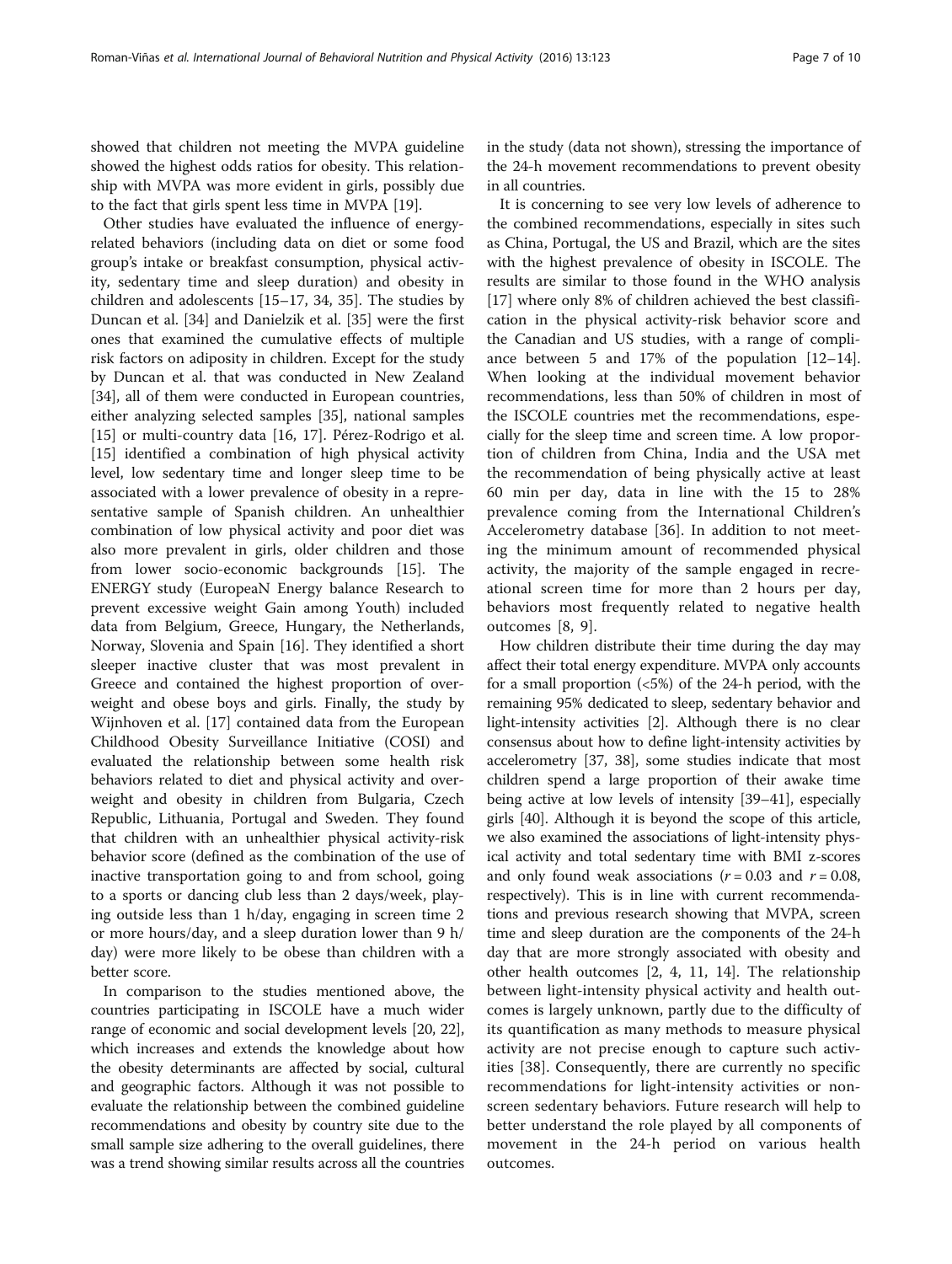showed that children not meeting the MVPA guideline showed the highest odds ratios for obesity. This relationship with MVPA was more evident in girls, possibly due to the fact that girls spent less time in MVPA [19].

Other studies have evaluated the influence of energy-related behaviors (including data on diet or some food group's intake or breakfast consumption, physical activity, sedentary time and sleep duration) and obesity in children and adolescents [15–17, 34, 35]. The studies by Duncan et al. [34] and Danielzik et al. [35] were the first ones that examined the cumulative effects of multiple risk factors on adiposity in children. Except for the study by Duncan et al. that was conducted in New Zealand [34], all of them were conducted in European countries, either analyzing selected samples [35], national samples [15] or multi-country data [16, 17]. Pérez-Rodrigo et al. [15] identified a combination of high physical activity level, low sedentary time and longer sleep time to be associated with a lower prevalence of obesity in a representative sample of Spanish children. An unhealthier combination of low physical activity and poor diet was also more prevalent in girls, older children and those from lower socio-economic backgrounds [15]. The ENERGY study (EuropeaN Energy balance Research to prevent excessive weight Gain among Youth) included data from Belgium, Greece, Hungary, the Netherlands, Norway, Slovenia and Spain [16]. They identified a short sleeper inactive cluster that was most prevalent in Greece and contained the highest proportion of overweight and obese boys and girls. Finally, the study by Wijnhoven et al. [17] contained data from the European Childhood Obesity Surveillance Initiative (COSI) and evaluated the relationship between some health risk behaviors related to diet and physical activity and overweight and obesity in children from Bulgaria, Czech Republic, Lithuania, Portugal and Sweden. They found that children with an unhealthier physical activity-risk behavior score (defined as the combination of the use of inactive transportation going to and from school, going to a sports or dancing club less than 2 days/week, playing outside less than 1 h/day, engaging in screen time 2 or more hours/day, and a sleep duration lower than 9 h/day) were more likely to be obese than children with a better score.

In comparison to the studies mentioned above, the countries participating in ISCOLE have a much wider range of economic and social development levels [20, 22], which increases and extends the knowledge about how the obesity determinants are affected by social, cultural and geographic factors. Although it was not possible to evaluate the relationship between the combined guideline recommendations and obesity by country site due to the small sample size adhering to the overall guidelines, there was a trend showing similar results across all the countries in the study (data not shown), stressing the importance of the 24-h movement recommendations to prevent obesity in all countries.

It is concerning to see very low levels of adherence to the combined recommendations, especially in sites such as China, Portugal, the US and Brazil, which are the sites with the highest prevalence of obesity in ISCOLE. The results are similar to those found in the WHO analysis [17] where only 8% of children achieved the best classification in the physical activity-risk behavior score and the Canadian and US studies, with a range of compliance between 5 and 17% of the population [12–14]. When looking at the individual movement behavior recommendations, less than 50% of children in most of the ISCOLE countries met the recommendations, especially for the sleep time and screen time. A low proportion of children from China, India and the USA met the recommendation of being physically active at least 60 min per day, data in line with the 15 to 28% prevalence coming from the International Children's Accelerometry database [36]. In addition to not meeting the minimum amount of recommended physical activity, the majority of the sample engaged in recreational screen time for more than 2 hours per day, behaviors most frequently related to negative health outcomes [8, 9].

How children distribute their time during the day may affect their total energy expenditure. MVPA only accounts for a small proportion (<5%) of the 24-h period, with the remaining 95% dedicated to sleep, sedentary behavior and light-intensity activities [2]. Although there is no clear consensus about how to define light-intensity activities by accelerometry [37, 38], some studies indicate that most children spend a large proportion of their awake time being active at low levels of intensity [39–41], especially girls [40]. Although it is beyond the scope of this article, we also examined the associations of light-intensity physical activity and total sedentary time with BMI z-scores and only found weak associations ($r = 0.03$ and $r = 0.08$, respectively). This is in line with current recommendations and previous research showing that MVPA, screen time and sleep duration are the components of the 24-h day that are more strongly associated with obesity and other health outcomes [2, 4, 11, 14]. The relationship between light-intensity physical activity and health outcomes is largely unknown, partly due to the difficulty of its quantification as many methods to measure physical activity are not precise enough to capture such activities [38]. Consequently, there are currently no specific recommendations for light-intensity activities or non-screen sedentary behaviors. Future research will help to better understand the role played by all components of movement in the 24-h period on various health outcomes.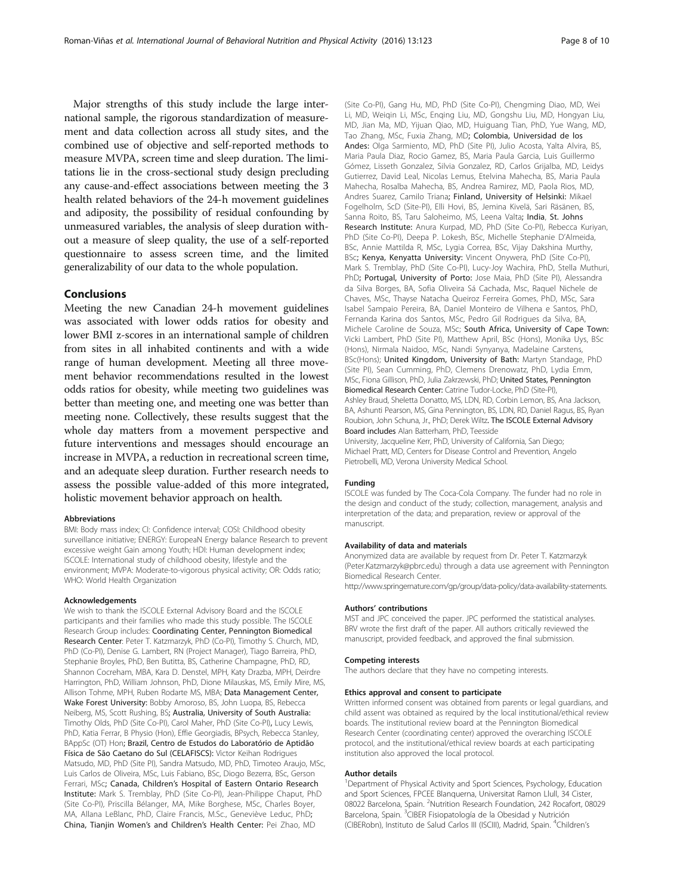Major strengths of this study include the large international sample, the rigorous standardization of measurement and data collection across all study sites, and the combined use of objective and self-reported methods to measure MVPA, screen time and sleep duration. The limitations lie in the cross-sectional study design precluding any cause-and-effect associations between meeting the 3 health related behaviors of the 24-h movement guidelines and adiposity, the possibility of residual confounding by unmeasured variables, the analysis of sleep duration without a measure of sleep quality, the use of a self-reported questionnaire to assess screen time, and the limited generalizability of our data to the whole population.

## Conclusions

Meeting the new Canadian 24-h movement guidelines was associated with lower odds ratios for obesity and lower BMI z-scores in an international sample of children from sites in all inhabited continents and with a wide range of human development. Meeting all three movement behavior recommendations resulted in the lowest odds ratios for obesity, while meeting two guidelines was better than meeting one, and meeting one was better than meeting none. Collectively, these results suggest that the whole day matters from a movement perspective and future interventions and messages should encourage an increase in MVPA, a reduction in recreational screen time, and an adequate sleep duration. Further research needs to assess the possible value-added of this more integrated, holistic movement behavior approach on health.

#### Abbreviations

BMI: Body mass index; CI: Confidence interval; COSI: Childhood obesity surveillance initiative; ENERGY: EuropeaN Energy balance Research to prevent excessive weight Gain among Youth; HDI: Human development index; ISCOLE: International study of childhood obesity, lifestyle and the environment; MVPA: Moderate-to-vigorous physical activity; OR: Odds ratio; WHO: World Health Organization

#### Acknowledgements

We wish to thank the ISCOLE External Advisory Board and the ISCOLE participants and their families who made this study possible. The ISCOLE Research Group includes: **Coordinating Center, Pennington Biomedical Research Center**: Peter T. Katzmarzyk, PhD (Co-PI), Timothy S. Church, MD, PhD (Co-PI), Denise G. Lambert, RN (Project Manager), Tiago Barreira, PhD, Stephanie Broyles, PhD, Ben Butitta, BS, Catherine Champagne, PhD, RD, Shannon Cocreham, MBA, Kara D. Denstel, MPH, Katy Drazba, MPH, Deirdre Harrington, PhD, William Johnson, PhD, Dione Milauskas, MS, Emily Mire, MS, Allison Tohme, MPH, Ruben Rodarte MS, MBA; **Data Management Center, Wake Forest University:** Bobby Amoroso, BS, John Luopa, BS, Rebecca Neiberg, MS, Scott Rushing, BS; **Australia, University of South Australia:** Timothy Olds, PhD (Site Co-PI), Carol Maher, PhD (Site Co-PI), Lucy Lewis, PhD, Katia Ferrar, B Physio (Hon), Effie Georgiadis, BPsych, Rebecca Stanley, BAppSc (OT) Hon; **Brazil, Centro de Estudos do Laboratório de Aptidão Física de São Caetano do Sul (CELAFISCS):** Victor Keihan Rodrigues Matsudo, MD, PhD (Site PI), Sandra Matsudo, MD, PhD, Timoteo Araujo, MSc, Luis Carlos de Oliveira, MSc, Luis Fabiano, BSc, Diogo Bezerra, BSc, Gerson Ferrari, MSc; **Canada, Children's Hospital of Eastern Ontario Research Institute:** Mark S. Tremblay, PhD (Site Co-PI), Jean-Philippe Chaput, PhD (Site Co-PI), Priscilla Bélanger, MA, Mike Borghese, MSc, Charles Boyer, MA, Allana LeBlanc, PhD, Claire Francis, M.Sc., Geneviève Leduc, PhD; **China, Tianjin Women's and Children's Health Center:** Pei Zhao, MD (Site Co-PI), Gang Hu, MD, PhD (Site Co-PI), Chengming Diao, MD, Wei Li, MD, Weiqin Li, MSc, Enqing Liu, MD, Gongshu Liu, MD, Hongyan Liu, MD, Jian Ma, MD, Yijuan Qiao, MD, Huiguang Tian, PhD, Yue Wang, MD, Tao Zhang, MSc, Fuxia Zhang, MD; **Colombia, Universidad de los Andes:** Olga Sarmiento, MD, PhD (Site PI), Julio Acosta, Yalta Alvira, BS, Maria Paula Diaz, Rocio Gamez, BS, Maria Paula Garcia, Luis Guillermo Gómez, Lisseth Gonzalez, Silvia Gonzalez, RD, Carlos Grijalba, MD, Leidys Gutierrez, David Leal, Nicolas Lemus, Etelvina Mahecha, BS, Maria Paula Mahecha, Rosalba Mahecha, BS, Andrea Ramirez, MD, Paola Rios, MD, Andres Suarez, Camilo Triana; **Finland, University of Helsinki:** Mikael Fogelholm, ScD (Site-PI), Elli Hovi, BS, Jemina Kivelä, Sari Räsänen, BS, Sanna Roito, BS, Taru Saloheimo, MS, Leena Valta; **India, St. Johns Research Institute:** Anura Kurpad, MD, PhD (Site Co-PI), Rebecca Kuriyan, PhD (Site Co-PI), Deepa P. Lokesh, BSc, Michelle Stephanie D'Almeida, BSc, Annie Mattilda R, MSc, Lygia Correa, BSc, Vijay Dakshina Murthy, BSc; **Kenya, Kenyatta University:** Vincent Onywera, PhD (Site Co-PI), Mark S. Tremblay, PhD (Site Co-PI), Lucy-Joy Wachira, PhD, Stella Muthuri, PhD; **Portugal, University of Porto:** Jose Maia, PhD (Site PI), Alessandra da Silva Borges, BA, Sofia Oliveira Sá Cachada, Msc, Raquel Nichele de Chaves, MSc, Thayse Natacha Queiroz Ferreira Gomes, PhD, MSc, Sara Isabel Sampaio Pereira, BA, Daniel Monteiro de Vilhena e Santos, PhD, Fernanda Karina dos Santos, MSc, Pedro Gil Rodrigues da Silva, BA, Michele Caroline de Souza, MSc; **South Africa, University of Cape Town:** Vicki Lambert, PhD (Site PI), Matthew April, BSc (Hons), Monika Uys, BSc (Hons), Nirmala Naidoo, MSc, Nandi Synyanya, Madelaine Carstens, BSc(Hons); **United Kingdom, University of Bath:** Martyn Standage, PhD (Site PI), Sean Cumming, PhD, Clemens Drenowatz, PhD, Lydia Emm, MSc, Fiona Gillison, PhD, Julia Zakrzewski, PhD; **United States, Pennington Biomedical Research Center:** Catrine Tudor-Locke, PhD (Site-PI), Ashley Braud, Sheletta Donatto, MS, LDN, RD, Corbin Lemon, BS, Ana Jackson, BA, Ashunti Pearson, MS, Gina Pennington, BS, LDN, RD, Daniel Ragus, BS, Ryan Roubion, John Schuna, Jr., PhD; Derek Wiltz. **The ISCOLE External Advisory Board includes** Alan Batterham, PhD, Teesside University, Jacqueline Kerr, PhD, University of California, San Diego; Michael Pratt, MD, Centers for Disease Control and Prevention, Angelo Pietrobelli, MD, Verona University Medical School.

#### Funding

ISCOLE was funded by The Coca-Cola Company. The funder had no role in the design and conduct of the study; collection, management, analysis and interpretation of the data; and preparation, review or approval of the manuscript.

#### Availability of data and materials

Anonymized data are available by request from Dr. Peter T. Katzmarzyk (Peter.Katzmarzyk@pbrc.edu) through a data use agreement with Pennington Biomedical Research Center.
http://www.springernature.com/gp/group/data-policy/data-availability-statements.

#### Authors' contributions

MST and JPC conceived the paper. JPC performed the statistical analyses. BRV wrote the first draft of the paper. All authors critically reviewed the manuscript, provided feedback, and approved the final submission.

#### Competing interests

The authors declare that they have no competing interests.

#### Ethics approval and consent to participate

Written informed consent was obtained from parents or legal guardians, and child assent was obtained as required by the local institutional/ethical review boards. The institutional review board at the Pennington Biomedical Research Center (coordinating center) approved the overarching ISCOLE protocol, and the institutional/ethical review boards at each participating institution also approved the local protocol.

#### Author details

[1]Department of Physical Activity and Sport Sciences, Psychology, Education and Sport Sciences, FPCEE Blanquerna, Universitat Ramon Llull, 34 Cister, 08022 Barcelona, Spain. [2]Nutrition Research Foundation, 242 Rocafort, 08029 Barcelona, Spain. [3]CIBER Fisiopatología de la Obesidad y Nutrición (CIBERobn), Instituto de Salud Carlos III (ISCIII), Madrid, Spain. [4]Children's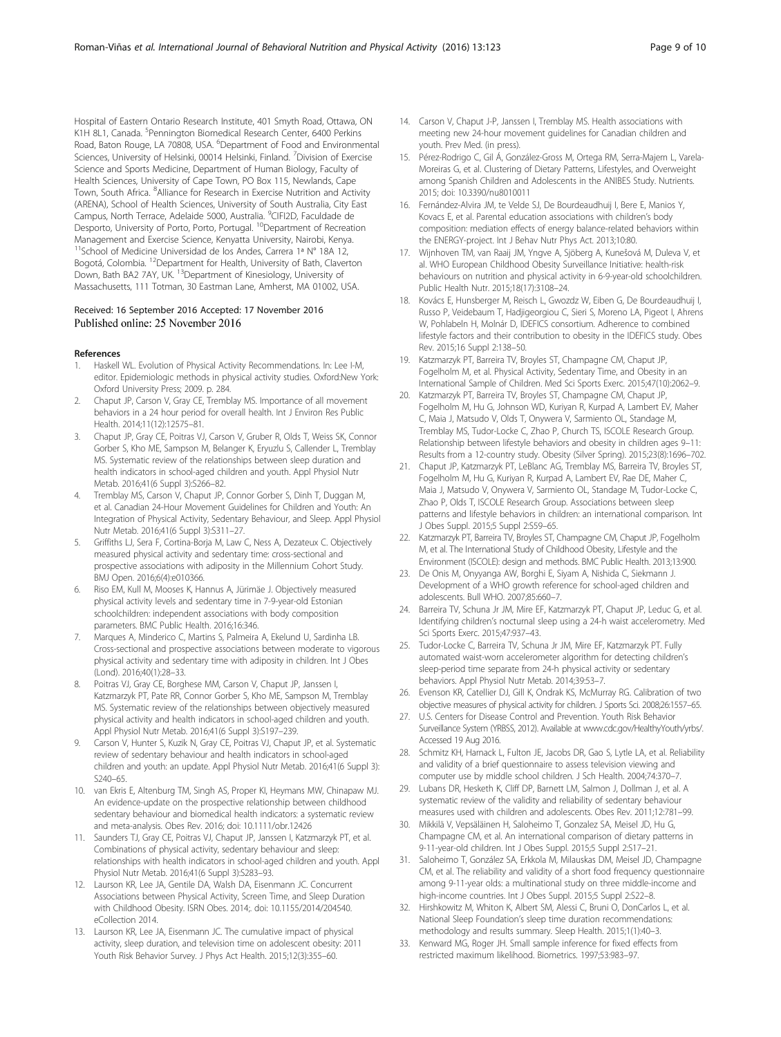Hospital of Eastern Ontario Research Institute, 401 Smyth Road, Ottawa, ON K1H 8L1, Canada. [5]Pennington Biomedical Research Center, 6400 Perkins Road, Baton Rouge, LA 70808, USA. [6]Department of Food and Environmental Sciences, University of Helsinki, 00014 Helsinki, Finland. [7]Division of Exercise Science and Sports Medicine, Department of Human Biology, Faculty of Health Sciences, University of Cape Town, PO Box 115, Newlands, Cape Town, South Africa. [8]Alliance for Research in Exercise Nutrition and Activity (ARENA), School of Health Sciences, University of South Australia, City East Campus, North Terrace, Adelaide 5000, Australia. [9]CIFI2D, Faculdade de Desporto, University of Porto, Porto, Portugal. [10]Department of Recreation Management and Exercise Science, Kenyatta University, Nairobi, Kenya. [11]School of Medicine Universidad de los Andes, Carrera 1ª N° 18A 12, Bogotá, Colombia. [12]Department for Health, University of Bath, Claverton Down, Bath BA2 7AY, UK. [13]Department of Kinesiology, University of Massachusetts, 111 Totman, 30 Eastman Lane, Amherst, MA 01002, USA.

Received: 16 September 2016 Accepted: 17 November 2016
Published online: 25 November 2016

## References

1. Haskell WL. Evolution of Physical Activity Recommendations. In: Lee I-M, editor. Epidemiologic methods in physical activity studies. Oxford:New York: Oxford University Press; 2009. p. 284.
2. Chaput JP, Carson V, Gray CE, Tremblay MS. Importance of all movement behaviors in a 24 hour period for overall health. Int J Environ Res Public Health. 2014;11(12):12575–81.
3. Chaput JP, Gray CE, Poitras VJ, Carson V, Gruber R, Olds T, Weiss SK, Connor Gorber S, Kho ME, Sampson M, Belanger K, Eryuzlu S, Callender L, Tremblay MS. Systematic review of the relationships between sleep duration and health indicators in school-aged children and youth. Appl Physiol Nutr Metab. 2016;41(6 Suppl 3):S266–82.
4. Tremblay MS, Carson V, Chaput JP, Connor Gorber S, Dinh T, Duggan M, et al. Canadian 24-Hour Movement Guidelines for Children and Youth: An Integration of Physical Activity, Sedentary Behaviour, and Sleep. Appl Physiol Nutr Metab. 2016;41(6 Suppl 3):S311–27.
5. Griffiths LJ, Sera F, Cortina-Borja M, Law C, Ness A, Dezateux C. Objectively measured physical activity and sedentary time: cross-sectional and prospective associations with adiposity in the Millennium Cohort Study. BMJ Open. 2016;6(4):e010366.
6. Riso EM, Kull M, Mooses K, Hannus A, Jürimäe J. Objectively measured physical activity levels and sedentary time in 7-9-year-old Estonian schoolchildren: independent associations with body composition parameters. BMC Public Health. 2016;16:346.
7. Marques A, Minderico C, Martins S, Palmeira A, Ekelund U, Sardinha LB. Cross-sectional and prospective associations between moderate to vigorous physical activity and sedentary time with adiposity in children. Int J Obes (Lond). 2016;40(1):28–33.
8. Poitras VJ, Gray CE, Borghese MM, Carson V, Chaput JP, Janssen I, Katzmarzyk PT, Pate RR, Connor Gorber S, Kho ME, Sampson M, Tremblay MS. Systematic review of the relationships between objectively measured physical activity and health indicators in school-aged children and youth. Appl Physiol Nutr Metab. 2016;41(6 Suppl 3):S197–239.
9. Carson V, Hunter S, Kuzik N, Gray CE, Poitras VJ, Chaput JP, et al. Systematic review of sedentary behaviour and health indicators in school-aged children and youth: an update. Appl Physiol Nutr Metab. 2016;41(6 Suppl 3): S240–65.
10. van Ekris E, Altenburg TM, Singh AS, Proper KI, Heymans MW, Chinapaw MJ. An evidence-update on the prospective relationship between childhood sedentary behaviour and biomedical health indicators: a systematic review and meta-analysis. Obes Rev. 2016; doi: 10.1111/obr.12426
11. Saunders TJ, Gray CE, Poitras VJ, Chaput JP, Janssen I, Katzmarzyk PT, et al. Combinations of physical activity, sedentary behaviour and sleep: relationships with health indicators in school-aged children and youth. Appl Physiol Nutr Metab. 2016;41(6 Suppl 3):S283–93.
12. Laurson KR, Lee JA, Gentile DA, Walsh DA, Eisenmann JC. Concurrent Associations between Physical Activity, Screen Time, and Sleep Duration with Childhood Obesity. ISRN Obes. 2014;. doi: 10.1155/2014/204540. eCollection 2014.
13. Laurson KR, Lee JA, Eisenmann JC. The cumulative impact of physical activity, sleep duration, and television time on adolescent obesity: 2011 Youth Risk Behavior Survey. J Phys Act Health. 2015;12(3):355–60.
14. Carson V, Chaput J-P, Janssen I, Tremblay MS. Health associations with meeting new 24-hour movement guidelines for Canadian children and youth. Prev Med. (in press).
15. Pérez-Rodrigo C, Gil Á, González-Gross M, Ortega RM, Serra-Majem L, Varela-Moreiras G, et al. Clustering of Dietary Patterns, Lifestyles, and Overweight among Spanish Children and Adolescents in the ANIBES Study. Nutrients. 2015; doi: 10.3390/nu8010011
16. Fernández-Alvira JM, te Velde SJ, De Bourdeaudhuij I, Bere E, Manios Y, Kovacs E, et al. Parental education associations with children's body composition: mediation effects of energy balance-related behaviors within the ENERGY-project. Int J Behav Nutr Phys Act. 2013;10:80.
17. Wijnhoven TM, van Raaij JM, Yngve A, Sjöberg A, Kunešová M, Duleva V, et al. WHO European Childhood Obesity Surveillance Initiative: health-risk behaviours on nutrition and physical activity in 6-9-year-old schoolchildren. Public Health Nutr. 2015;18(17):3108–24.
18. Kovács E, Hunsberger M, Reisch L, Gwozdz W, Eiben G, De Bourdeaudhuij I, Russo P, Veidebaum T, Hadjigeorgiou C, Sieri S, Moreno LA, Pigeot I, Ahrens W, Pohlabeln H, Molnár D, IDEFICS consortium. Adherence to combined lifestyle factors and their contribution to obesity in the IDEFICS study. Obes Rev. 2015;16 Suppl 2:138–50.
19. Katzmarzyk PT, Barreira TV, Broyles ST, Champagne CM, Chaput JP, Fogelholm M, et al. Physical Activity, Sedentary Time, and Obesity in an International Sample of Children. Med Sci Sports Exerc. 2015;47(10):2062–9.
20. Katzmarzyk PT, Barreira TV, Broyles ST, Champagne CM, Chaput JP, Fogelholm M, Hu G, Johnson WD, Kuriyan R, Kurpad A, Lambert EV, Maher C, Maia J, Matsudo V, Olds T, Onywera V, Sarmiento OL, Standage M, Tremblay MS, Tudor-Locke C, Zhao P, Church TS, ISCOLE Research Group. Relationship between lifestyle behaviors and obesity in children ages 9–11: Results from a 12-country study. Obesity (Silver Spring). 2015;23(8):1696–702.
21. Chaput JP, Katzmarzyk PT, LeBlanc AG, Tremblay MS, Barreira TV, Broyles ST, Fogelholm M, Hu G, Kuriyan R, Kurpad A, Lambert EV, Rae DE, Maher C, Maia J, Matsudo V, Onywera V, Sarmiento OL, Standage M, Tudor-Locke C, Zhao P, Olds T, ISCOLE Research Group. Associations between sleep patterns and lifestyle behaviors in children: an international comparison. Int J Obes Suppl. 2015;5 Suppl 2:S59–65.
22. Katzmarzyk PT, Barreira TV, Broyles ST, Champagne CM, Chaput JP, Fogelholm M, et al. The International Study of Childhood Obesity, Lifestyle and the Environment (ISCOLE): design and methods. BMC Public Health. 2013;13:900.
23. De Onis M, Onyyanga AW, Borghi E, Siyam A, Nishida C, Siekmann J. Development of a WHO growth reference for school-aged children and adolescents. Bull WHO. 2007;85:660–7.
24. Barreira TV, Schuna Jr JM, Mire EF, Katzmarzyk PT, Chaput JP, Leduc G, et al. Identifying children's nocturnal sleep using a 24-h waist accelerometry. Med Sci Sports Exerc. 2015;47:937–43.
25. Tudor-Locke C, Barreira TV, Schuna Jr JM, Mire EF, Katzmarzyk PT. Fully automated waist-worn accelerometer algorithm for detecting children's sleep-period time separate from 24-h physical activity or sedentary behaviors. Appl Physiol Nutr Metab. 2014;39:53–7.
26. Evenson KR, Catellier DJ, Gill K, Ondrak KS, McMurray RG. Calibration of two objective measures of physical activity for children. J Sports Sci. 2008;26:1557–65.
27. U.S. Centers for Disease Control and Prevention. Youth Risk Behavior Surveillance System (YRBSS, 2012). Available at www.cdc.gov/HealthyYouth/yrbs/. Accessed 19 Aug 2016.
28. Schmitz KH, Harnack L, Fulton JE, Jacobs DR, Gao S, Lytle LA, et al. Reliability and validity of a brief questionnaire to assess television viewing and computer use by middle school children. J Sch Health. 2004;74:370–7.
29. Lubans DR, Hesketh K, Cliff DP, Barnett LM, Salmon J, Dollman J, et al. A systematic review of the validity and reliability of sedentary behaviour measures used with children and adolescents. Obes Rev. 2011;12:781–99.
30. Mikkilä V, Vepsäläinen H, Saloheimo T, Gonzalez SA, Meisel JD, Hu G, Champagne CM, et al. An international comparison of dietary patterns in 9-11-year-old children. Int J Obes Suppl. 2015;5 Suppl 2:S17–21.
31. Saloheimo T, González SA, Erkkola M, Milauskas DM, Meisel JD, Champagne CM, et al. The reliability and validity of a short food frequency questionnaire among 9-11-year olds: a multinational study on three middle-income and high-income countries. Int J Obes Suppl. 2015;5 Suppl 2:S22–8.
32. Hirshkowitz M, Whiton K, Albert SM, Alessi C, Bruni O, DonCarlos L, et al. National Sleep Foundation's sleep time duration recommendations: methodology and results summary. Sleep Health. 2015;1(1):40–3.
33. Kenward MG, Roger JH. Small sample inference for fixed effects from restricted maximum likelihood. Biometrics. 1997;53:983–97.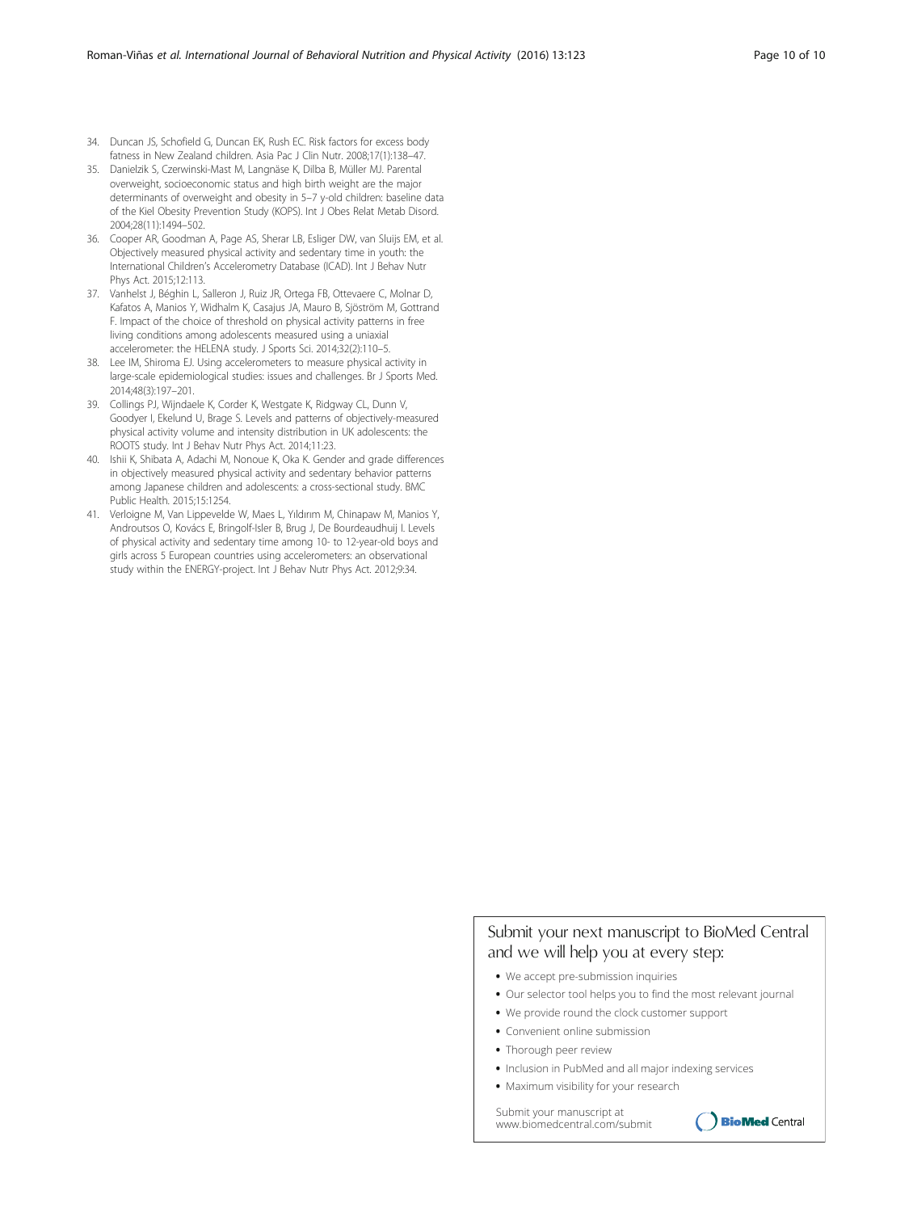34. Duncan JS, Schofield G, Duncan EK, Rush EC. Risk factors for excess body fatness in New Zealand children. Asia Pac J Clin Nutr. 2008;17(1):138–47.
35. Danielzik S, Czerwinski-Mast M, Langnäse K, Dilba B, Müller MJ. Parental overweight, socioeconomic status and high birth weight are the major determinants of overweight and obesity in 5–7 y-old children: baseline data of the Kiel Obesity Prevention Study (KOPS). Int J Obes Relat Metab Disord. 2004;28(11):1494–502.
36. Cooper AR, Goodman A, Page AS, Sherar LB, Esliger DW, van Sluijs EM, et al. Objectively measured physical activity and sedentary time in youth: the International Children's Accelerometry Database (ICAD). Int J Behav Nutr Phys Act. 2015;12:113.
37. Vanhelst J, Béghin L, Salleron J, Ruiz JR, Ortega FB, Ottevaere C, Molnar D, Kafatos A, Manios Y, Widhalm K, Casajus JA, Mauro B, Sjöström M, Gottrand F. Impact of the choice of threshold on physical activity patterns in free living conditions among adolescents measured using a uniaxial accelerometer: the HELENA study. J Sports Sci. 2014;32(2):110–5.
38. Lee IM, Shiroma EJ. Using accelerometers to measure physical activity in large-scale epidemiological studies: issues and challenges. Br J Sports Med. 2014;48(3):197–201.
39. Collings PJ, Wijndaele K, Corder K, Westgate K, Ridgway CL, Dunn V, Goodyer I, Ekelund U, Brage S. Levels and patterns of objectively-measured physical activity volume and intensity distribution in UK adolescents: the ROOTS study. Int J Behav Nutr Phys Act. 2014;11:23.
40. Ishii K, Shibata A, Adachi M, Nonoue K, Oka K. Gender and grade differences in objectively measured physical activity and sedentary behavior patterns among Japanese children and adolescents: a cross-sectional study. BMC Public Health. 2015;15:1254.
41. Verloigne M, Van Lippevelde W, Maes L, Yıldırım M, Chinapaw M, Manios Y, Androutsos O, Kovács E, Bringolf-Isler B, Brug J, De Bourdeaudhuij I. Levels of physical activity and sedentary time among 10- to 12-year-old boys and girls across 5 European countries using accelerometers: an observational study within the ENERGY-project. Int J Behav Nutr Phys Act. 2012;9:34.

Submit your next manuscript to BioMed Central and we will help you at every step:

- We accept pre-submission inquiries
- Our selector tool helps you to find the most relevant journal
- We provide round the clock customer support
- Convenient online submission
- Thorough peer review
- Inclusion in PubMed and all major indexing services
- Maximum visibility for your research

Submit your manuscript at
www.biomedcentral.com/submit

BioMed Central